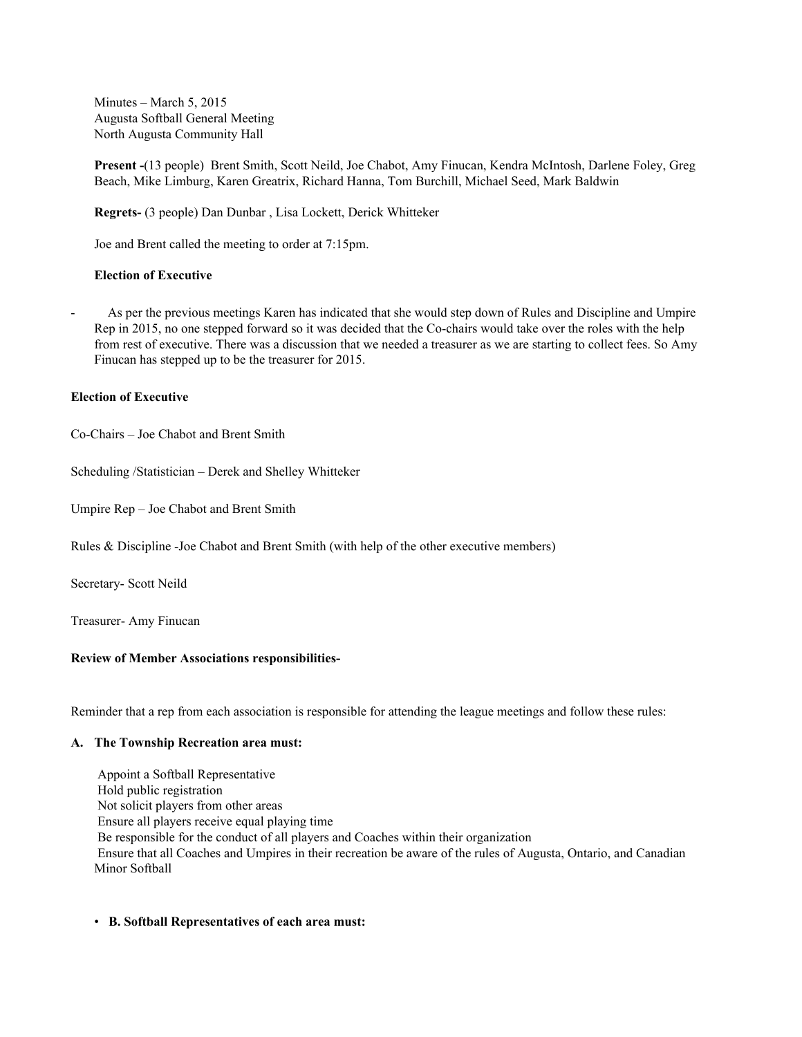Minutes – March 5, 2015
Augusta Softball General Meeting
North Augusta Community Hall

**Present -**(13 people) Brent Smith, Scott Neild, Joe Chabot, Amy Finucan, Kendra McIntosh, Darlene Foley, Greg Beach, Mike Limburg, Karen Greatrix, Richard Hanna, Tom Burchill, Michael Seed, Mark Baldwin

**Regrets-** (3 people) Dan Dunbar , Lisa Lockett, Derick Whitteker

Joe and Brent called the meeting to order at 7:15pm.

**Election of Executive**

- As per the previous meetings Karen has indicated that she would step down of Rules and Discipline and Umpire Rep in 2015, no one stepped forward so it was decided that the Co-chairs would take over the roles with the help from rest of executive. There was a discussion that we needed a treasurer as we are starting to collect fees. So Amy Finucan has stepped up to be the treasurer for 2015.

**Election of Executive**

Co-Chairs – Joe Chabot and Brent Smith

Scheduling /Statistician – Derek and Shelley Whitteker

Umpire Rep – Joe Chabot and Brent Smith

Rules & Discipline -Joe Chabot and Brent Smith (with help of the other executive members)

Secretary- Scott Neild

Treasurer- Amy Finucan

**Review of Member Associations responsibilities-**

Reminder that a rep from each association is responsible for attending the league meetings and follow these rules:

**A. The Township Recreation area must:**

Appoint a Softball Representative
Hold public registration
Not solicit players from other areas
Ensure all players receive equal playing time
Be responsible for the conduct of all players and Coaches within their organization
Ensure that all Coaches and Umpires in their recreation be aware of the rules of Augusta, Ontario, and Canadian Minor Softball

- **B. Softball Representatives of each area must:**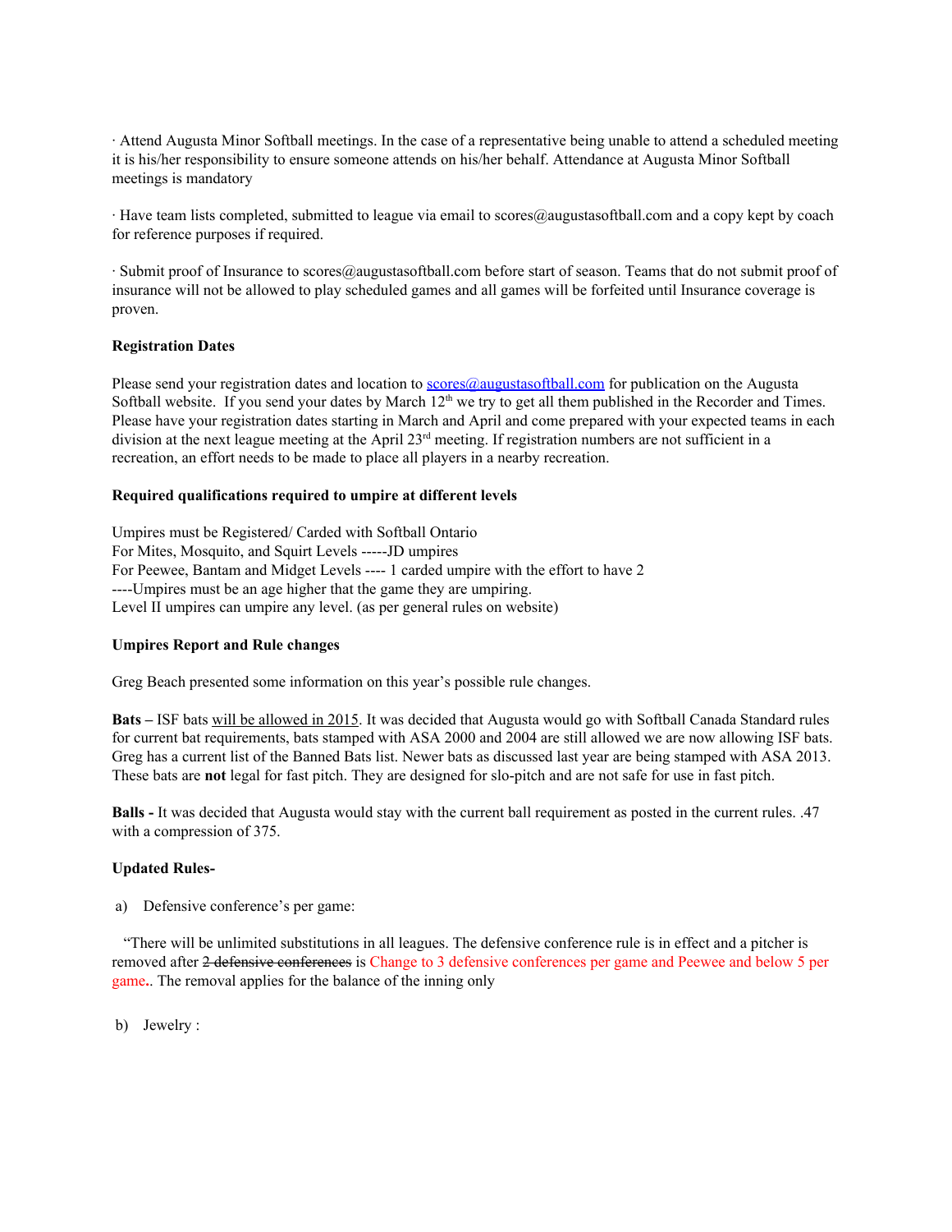· Attend Augusta Minor Softball meetings. In the case of a representative being unable to attend a scheduled meeting it is his/her responsibility to ensure someone attends on his/her behalf. Attendance at Augusta Minor Softball meetings is mandatory

· Have team lists completed, submitted to league via email to scores@augustasoftball.com and a copy kept by coach for reference purposes if required.

· Submit proof of Insurance to scores@augustasoftball.com before start of season. Teams that do not submit proof of insurance will not be allowed to play scheduled games and all games will be forfeited until Insurance coverage is proven.

**Registration Dates**

Please send your registration dates and location to scores@augustasoftball.com for publication on the Augusta Softball website. If you send your dates by March 12th we try to get all them published in the Recorder and Times. Please have your registration dates starting in March and April and come prepared with your expected teams in each division at the next league meeting at the April 23rd meeting. If registration numbers are not sufficient in a recreation, an effort needs to be made to place all players in a nearby recreation.

**Required qualifications required to umpire at different levels**

Umpires must be Registered/ Carded with Softball Ontario
For Mites, Mosquito, and Squirt Levels -----JD umpires
For Peewee, Bantam and Midget Levels ---- 1 carded umpire with the effort to have 2
----Umpires must be an age higher that the game they are umpiring.
Level II umpires can umpire any level. (as per general rules on website)

**Umpires Report and Rule changes**

Greg Beach presented some information on this year's possible rule changes.

**Bats –** ISF bats <u>will be allowed in 2015</u>. It was decided that Augusta would go with Softball Canada Standard rules for current bat requirements, bats stamped with ASA 2000 and 2004 are still allowed we are now allowing ISF bats. Greg has a current list of the Banned Bats list. Newer bats as discussed last year are being stamped with ASA 2013. These bats are **not** legal for fast pitch. They are designed for slo-pitch and are not safe for use in fast pitch.

**Balls -** It was decided that Augusta would stay with the current ball requirement as posted in the current rules. .47 with a compression of 375.

**Updated Rules-**

a) Defensive conference's per game:

"There will be unlimited substitutions in all leagues. The defensive conference rule is in effect and a pitcher is removed after ~~2 defensive conferences~~ is Change to 3 defensive conferences per game and Peewee and below 5 per game**.**. The removal applies for the balance of the inning only

b) Jewelry :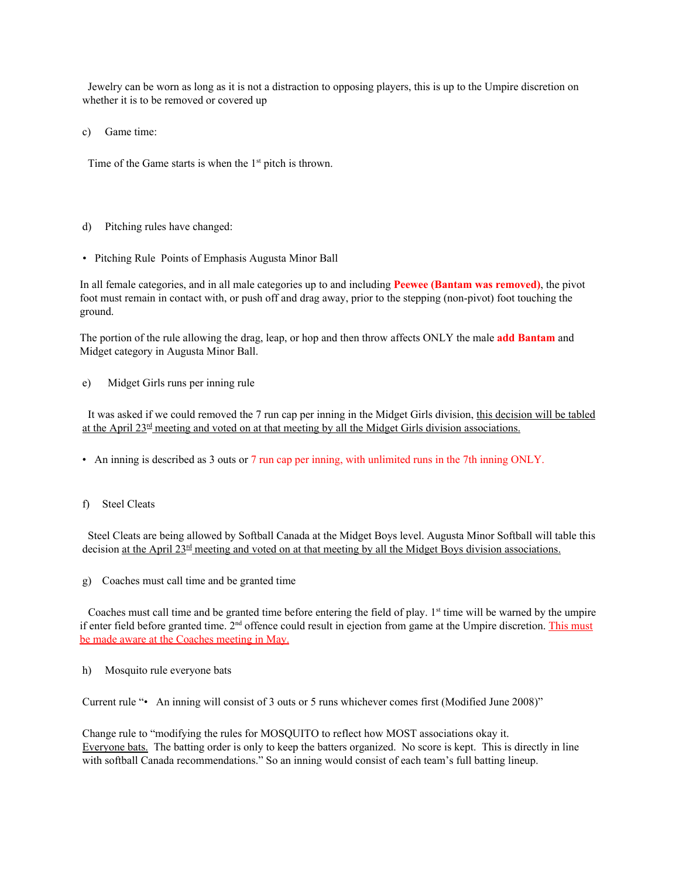Jewelry can be worn as long as it is not a distraction to opposing players, this is up to the Umpire discretion on whether it is to be removed or covered up

c) Game time:

Time of the Game starts is when the 1st pitch is thrown.

d) Pitching rules have changed:

- Pitching Rule Points of Emphasis Augusta Minor Ball

In all female categories, and in all male categories up to and including **Peewee (Bantam was removed)**, the pivot foot must remain in contact with, or push off and drag away, prior to the stepping (non-pivot) foot touching the ground.

The portion of the rule allowing the drag, leap, or hop and then throw affects ONLY the male **add Bantam** and Midget category in Augusta Minor Ball.

e) Midget Girls runs per inning rule

It was asked if we could removed the 7 run cap per inning in the Midget Girls division, this decision will be tabled at the April 23rd meeting and voted on at that meeting by all the Midget Girls division associations.

- An inning is described as 3 outs or 7 run cap per inning, with unlimited runs in the 7th inning ONLY.

f) Steel Cleats

Steel Cleats are being allowed by Softball Canada at the Midget Boys level. Augusta Minor Softball will table this decision at the April 23rd meeting and voted on at that meeting by all the Midget Boys division associations.

g) Coaches must call time and be granted time

Coaches must call time and be granted time before entering the field of play. 1st time will be warned by the umpire if enter field before granted time. 2nd offence could result in ejection from game at the Umpire discretion. This must be made aware at the Coaches meeting in May.

h) Mosquito rule everyone bats

Current rule "• An inning will consist of 3 outs or 5 runs whichever comes first (Modified June 2008)"

Change rule to "modifying the rules for MOSQUITO to reflect how MOST associations okay it. Everyone bats. The batting order is only to keep the batters organized. No score is kept. This is directly in line with softball Canada recommendations." So an inning would consist of each team's full batting lineup.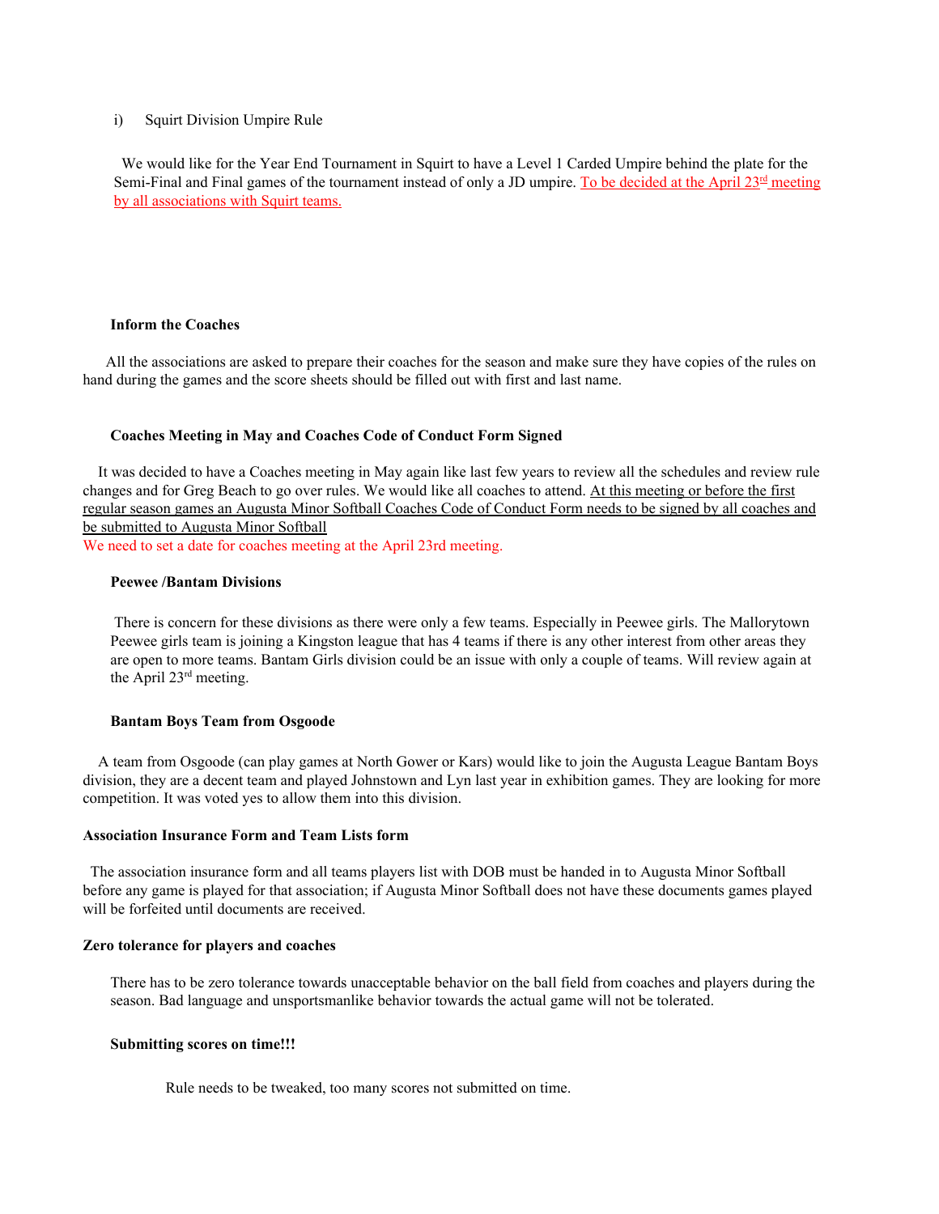i) Squirt Division Umpire Rule

We would like for the Year End Tournament in Squirt to have a Level 1 Carded Umpire behind the plate for the Semi-Final and Final games of the tournament instead of only a JD umpire. To be decided at the April 23rd meeting by all associations with Squirt teams.

**Inform the Coaches**

All the associations are asked to prepare their coaches for the season and make sure they have copies of the rules on hand during the games and the score sheets should be filled out with first and last name.

**Coaches Meeting in May and Coaches Code of Conduct Form Signed**

It was decided to have a Coaches meeting in May again like last few years to review all the schedules and review rule changes and for Greg Beach to go over rules. We would like all coaches to attend. At this meeting or before the first regular season games an Augusta Minor Softball Coaches Code of Conduct Form needs to be signed by all coaches and be submitted to Augusta Minor Softball

We need to set a date for coaches meeting at the April 23rd meeting.

**Peewee /Bantam Divisions**

There is concern for these divisions as there were only a few teams. Especially in Peewee girls. The Mallorytown Peewee girls team is joining a Kingston league that has 4 teams if there is any other interest from other areas they are open to more teams. Bantam Girls division could be an issue with only a couple of teams. Will review again at the April 23rd meeting.

**Bantam Boys Team from Osgoode**

A team from Osgoode (can play games at North Gower or Kars) would like to join the Augusta League Bantam Boys division, they are a decent team and played Johnstown and Lyn last year in exhibition games. They are looking for more competition. It was voted yes to allow them into this division.

**Association Insurance Form and Team Lists form**

The association insurance form and all teams players list with DOB must be handed in to Augusta Minor Softball before any game is played for that association; if Augusta Minor Softball does not have these documents games played will be forfeited until documents are received.

**Zero tolerance for players and coaches**

There has to be zero tolerance towards unacceptable behavior on the ball field from coaches and players during the season. Bad language and unsportsmanlike behavior towards the actual game will not be tolerated.

**Submitting scores on time!!!**

Rule needs to be tweaked, too many scores not submitted on time.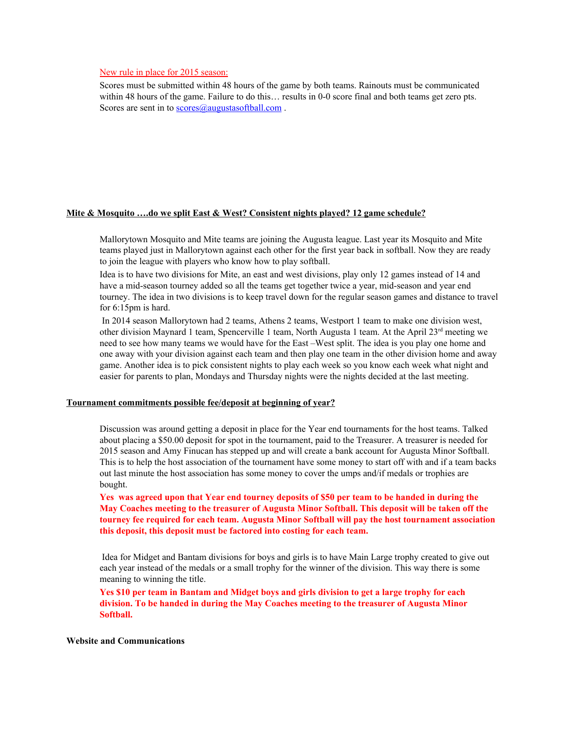New rule in place for 2015 season:

Scores must be submitted within 48 hours of the game by both teams. Rainouts must be communicated within 48 hours of the game. Failure to do this… results in 0-0 score final and both teams get zero pts. Scores are sent in to scores@augustasoftball.com .

**Mite & Mosquito ….do we split East & West? Consistent nights played? 12 game schedule?**

Mallorytown Mosquito and Mite teams are joining the Augusta league. Last year its Mosquito and Mite teams played just in Mallorytown against each other for the first year back in softball. Now they are ready to join the league with players who know how to play softball.

Idea is to have two divisions for Mite, an east and west divisions, play only 12 games instead of 14 and have a mid-season tourney added so all the teams get together twice a year, mid-season and year end tourney. The idea in two divisions is to keep travel down for the regular season games and distance to travel for 6:15pm is hard.

In 2014 season Mallorytown had 2 teams, Athens 2 teams, Westport 1 team to make one division west, other division Maynard 1 team, Spencerville 1 team, North Augusta 1 team. At the April 23rd meeting we need to see how many teams we would have for the East –West split. The idea is you play one home and one away with your division against each team and then play one team in the other division home and away game. Another idea is to pick consistent nights to play each week so you know each week what night and easier for parents to plan, Mondays and Thursday nights were the nights decided at the last meeting.

**Tournament commitments possible fee/deposit at beginning of year?**

Discussion was around getting a deposit in place for the Year end tournaments for the host teams. Talked about placing a $50.00 deposit for spot in the tournament, paid to the Treasurer. A treasurer is needed for 2015 season and Amy Finucan has stepped up and will create a bank account for Augusta Minor Softball. This is to help the host association of the tournament have some money to start off with and if a team backs out last minute the host association has some money to cover the umps and/if medals or trophies are bought.

**Yes was agreed upon that Year end tourney deposits of $50 per team to be handed in during the May Coaches meeting to the treasurer of Augusta Minor Softball. This deposit will be taken off the tourney fee required for each team. Augusta Minor Softball will pay the host tournament association this deposit, this deposit must be factored into costing for each team.**

Idea for Midget and Bantam divisions for boys and girls is to have Main Large trophy created to give out each year instead of the medals or a small trophy for the winner of the division. This way there is some meaning to winning the title.

**Yes $10 per team in Bantam and Midget boys and girls division to get a large trophy for each division. To be handed in during the May Coaches meeting to the treasurer of Augusta Minor Softball.**

**Website and Communications**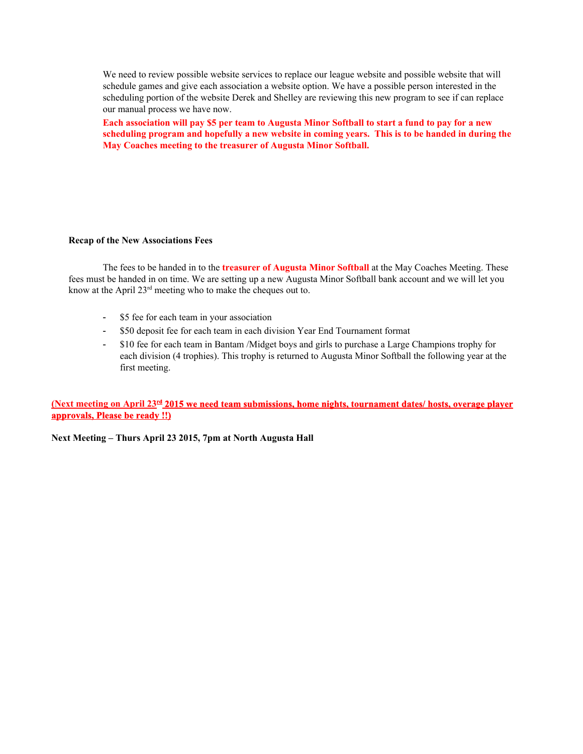We need to review possible website services to replace our league website and possible website that will schedule games and give each association a website option. We have a possible person interested in the scheduling portion of the website Derek and Shelley are reviewing this new program to see if can replace our manual process we have now.

**Each association will pay $5 per team to Augusta Minor Softball to start a fund to pay for a new scheduling program and hopefully a new website in coming years. This is to be handed in during the May Coaches meeting to the treasurer of Augusta Minor Softball.**

**Recap of the New Associations Fees**

The fees to be handed in to the **treasurer of Augusta Minor Softball** at the May Coaches Meeting. These fees must be handed in on time. We are setting up a new Augusta Minor Softball bank account and we will let you know at the April 23rd meeting who to make the cheques out to.

- $5 fee for each team in your association
- $50 deposit fee for each team in each division Year End Tournament format
- $10 fee for each team in Bantam /Midget boys and girls to purchase a Large Champions trophy for each division (4 trophies). This trophy is returned to Augusta Minor Softball the following year at the first meeting.

**(Next meeting on April 23rd 2015 we need team submissions, home nights, tournament dates/ hosts, overage player approvals, Please be ready !!)**

**Next Meeting – Thurs April 23 2015, 7pm at North Augusta Hall**